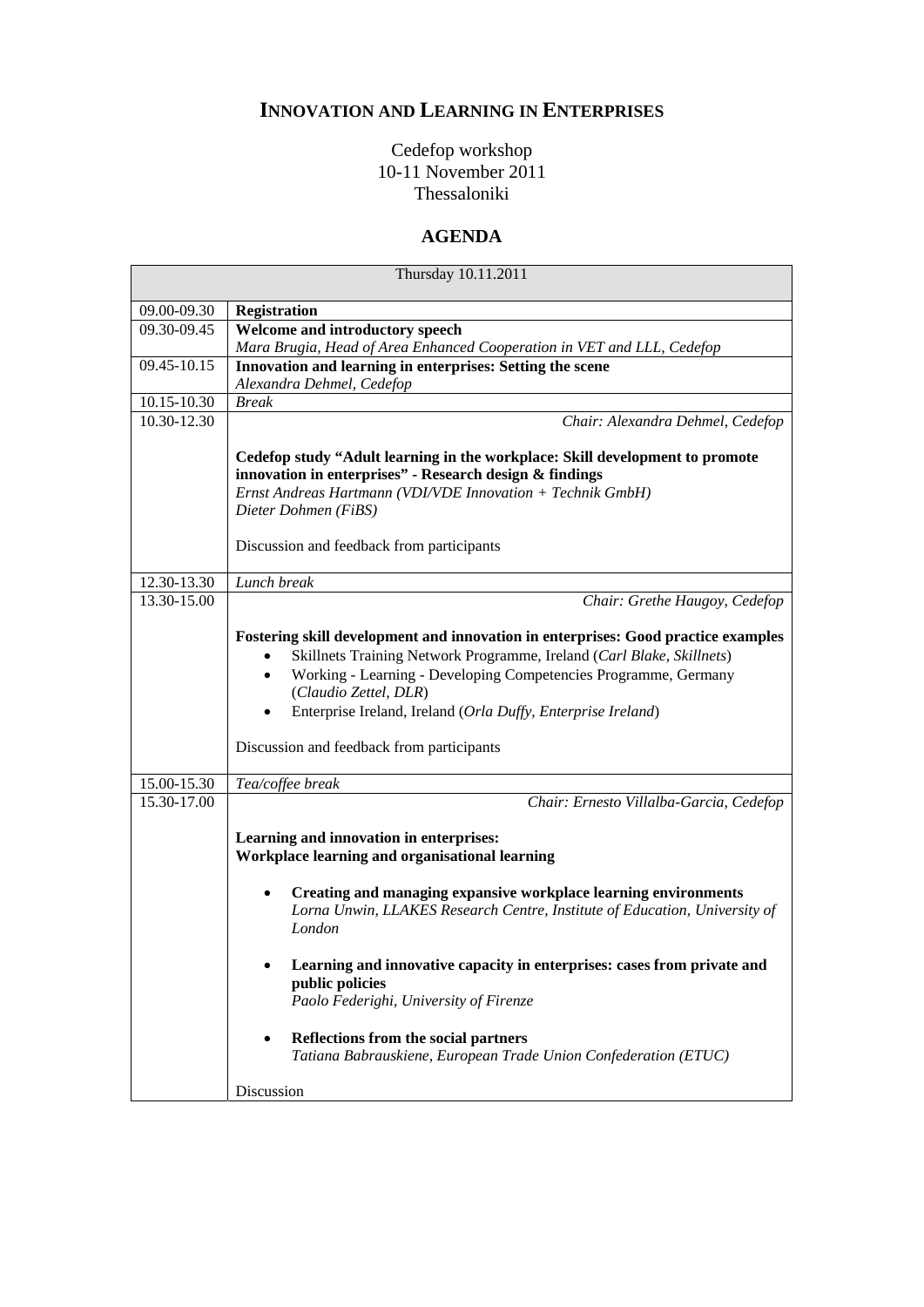# INNOVATION AND LEARNING IN ENTERPRISES

Cedefop workshop
10-11 November 2011
Thessaloniki

## AGENDA

| Thursday 10.11.2011 | |
|---|---|
| 09.00-09.30 | **Registration** |
| 09.30-09.45 | **Welcome and introductory speech**<br>*Mara Brugia, Head of Area Enhanced Cooperation in VET and LLL, Cedefop* |
| 09.45-10.15 | **Innovation and learning in enterprises: Setting the scene**<br>*Alexandra Dehmel, Cedefop* |
| 10.15-10.30 | *Break* |
| 10.30-12.30 | *Chair: Alexandra Dehmel, Cedefop*<br><br>**Cedefop study "Adult learning in the workplace: Skill development to promote innovation in enterprises" - Research design & findings**<br>*Ernst Andreas Hartmann (VDI/VDE Innovation + Technik GmbH)*<br>*Dieter Dohmen (FiBS)*<br><br>Discussion and feedback from participants |
| 12.30-13.30 | *Lunch break* |
| 13.30-15.00 | *Chair: Grethe Haugoy, Cedefop*<br><br>**Fostering skill development and innovation in enterprises: Good practice examples**<br>• Skillnets Training Network Programme, Ireland (*Carl Blake, Skillnets*)<br>• Working - Learning - Developing Competencies Programme, Germany (*Claudio Zettel, DLR*)<br>• Enterprise Ireland, Ireland (*Orla Duffy, Enterprise Ireland*)<br><br>Discussion and feedback from participants |
| 15.00-15.30 | *Tea/coffee break* |
| 15.30-17.00 | *Chair: Ernesto Villalba-Garcia, Cedefop*<br><br>**Learning and innovation in enterprises:**<br>**Workplace learning and organisational learning**<br><br>• **Creating and managing expansive workplace learning environments**<br>*Lorna Unwin, LLAKES Research Centre, Institute of Education, University of London*<br><br>• **Learning and innovative capacity in enterprises: cases from private and public policies**<br>*Paolo Federighi, University of Firenze*<br><br>• **Reflections from the social partners**<br>*Tatiana Babrauskiene, European Trade Union Confederation (ETUC)*<br><br>Discussion |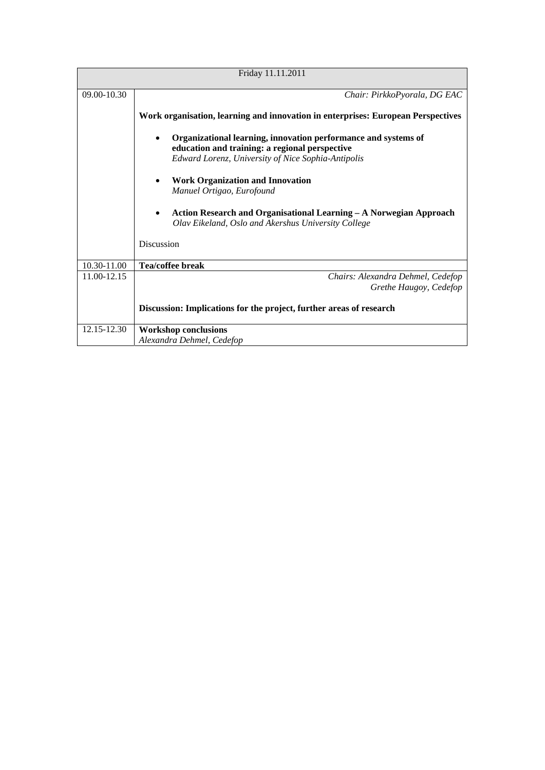| Friday 11.11.2011 | |
|---|---|
| 09.00-10.30 | *Chair: PirkkoPyorala, DG EAC*<br><br>**Work organisation, learning and innovation in enterprises: European Perspectives**<br><br>• **Organizational learning, innovation performance and systems of education and training: a regional perspective**<br>*Edward Lorenz, University of Nice Sophia-Antipolis*<br><br>• **Work Organization and Innovation**<br>*Manuel Ortigao, Eurofound*<br><br>• **Action Research and Organisational Learning – A Norwegian Approach**<br>*Olav Eikeland, Oslo and Akershus University College*<br><br>Discussion |
| 10.30-11.00 | **Tea/coffee break** |
| 11.00-12.15 | *Chairs: Alexandra Dehmel, Cedefop*<br>*Grethe Haugoy, Cedefop*<br><br>**Discussion: Implications for the project, further areas of research** |
| 12.15-12.30 | **Workshop conclusions**<br>*Alexandra Dehmel, Cedefop* |